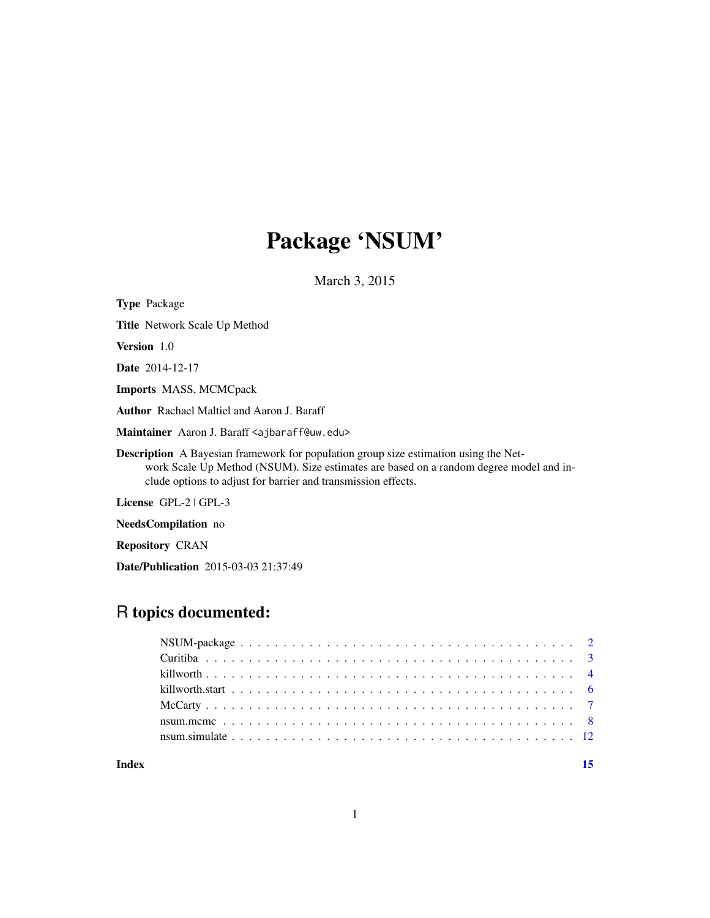# Package 'NSUM'

March 3, 2015

**Type** Package

**Title** Network Scale Up Method

**Version** 1.0

**Date** 2014-12-17

**Imports** MASS, MCMCpack

**Author** Rachael Maltiel and Aaron J. Baraff

**Maintainer** Aaron J. Baraff <ajbaraff@uw.edu>

**Description** A Bayesian framework for population group size estimation using the Network Scale Up Method (NSUM). Size estimates are based on a random degree model and include options to adjust for barrier and transmission effects.

**License** GPL-2 | GPL-3

**NeedsCompilation** no

**Repository** CRAN

**Date/Publication** 2015-03-03 21:37:49

## R topics documented:

| | |
|---|---|
| NSUM-package | 2 |
| Curitiba | 3 |
| killworth | 4 |
| killworth.start | 6 |
| McCarty | 7 |
| nsum.mcmc | 8 |
| nsum.simulate | 12 |
| **Index** | **15** |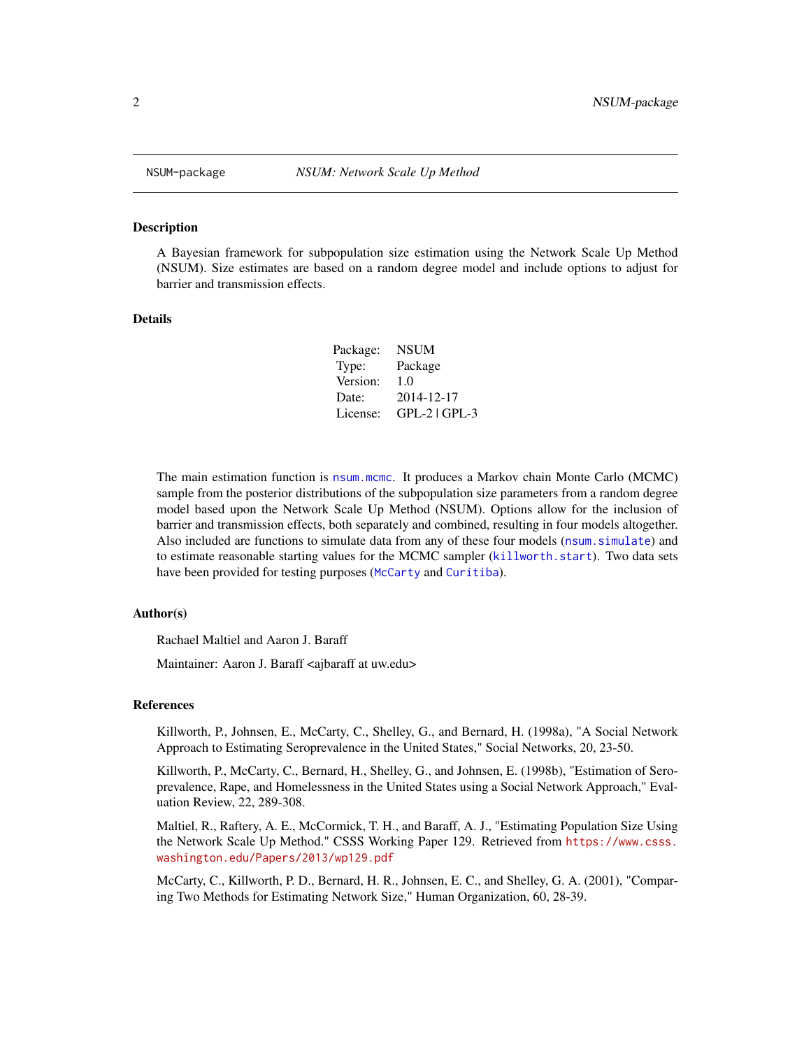NSUM-package    *NSUM: Network Scale Up Method*

## Description

A Bayesian framework for subpopulation size estimation using the Network Scale Up Method (NSUM). Size estimates are based on a random degree model and include options to adjust for barrier and transmission effects.

## Details

| | |
|---|---|
| Package: | NSUM |
| Type: | Package |
| Version: | 1.0 |
| Date: | 2014-12-17 |
| License: | GPL-2 \| GPL-3 |

The main estimation function is `nsum.mcmc`. It produces a Markov chain Monte Carlo (MCMC) sample from the posterior distributions of the subpopulation size parameters from a random degree model based upon the Network Scale Up Method (NSUM). Options allow for the inclusion of barrier and transmission effects, both separately and combined, resulting in four models altogether. Also included are functions to simulate data from any of these four models (`nsum.simulate`) and to estimate reasonable starting values for the MCMC sampler (`killworth.start`). Two data sets have been provided for testing purposes (`McCarty` and `Curitiba`).

## Author(s)

Rachael Maltiel and Aaron J. Baraff

Maintainer: Aaron J. Baraff <ajbaraff at uw.edu>

## References

Killworth, P., Johnsen, E., McCarty, C., Shelley, G., and Bernard, H. (1998a), "A Social Network Approach to Estimating Seroprevalence in the United States," Social Networks, 20, 23-50.

Killworth, P., McCarty, C., Bernard, H., Shelley, G., and Johnsen, E. (1998b), "Estimation of Seroprevalence, Rape, and Homelessness in the United States using a Social Network Approach," Evaluation Review, 22, 289-308.

Maltiel, R., Raftery, A. E., McCormick, T. H., and Baraff, A. J., "Estimating Population Size Using the Network Scale Up Method." CSSS Working Paper 129. Retrieved from https://www.csss.washington.edu/Papers/2013/wp129.pdf

McCarty, C., Killworth, P. D., Bernard, H. R., Johnsen, E. C., and Shelley, G. A. (2001), "Comparing Two Methods for Estimating Network Size," Human Organization, 60, 28-39.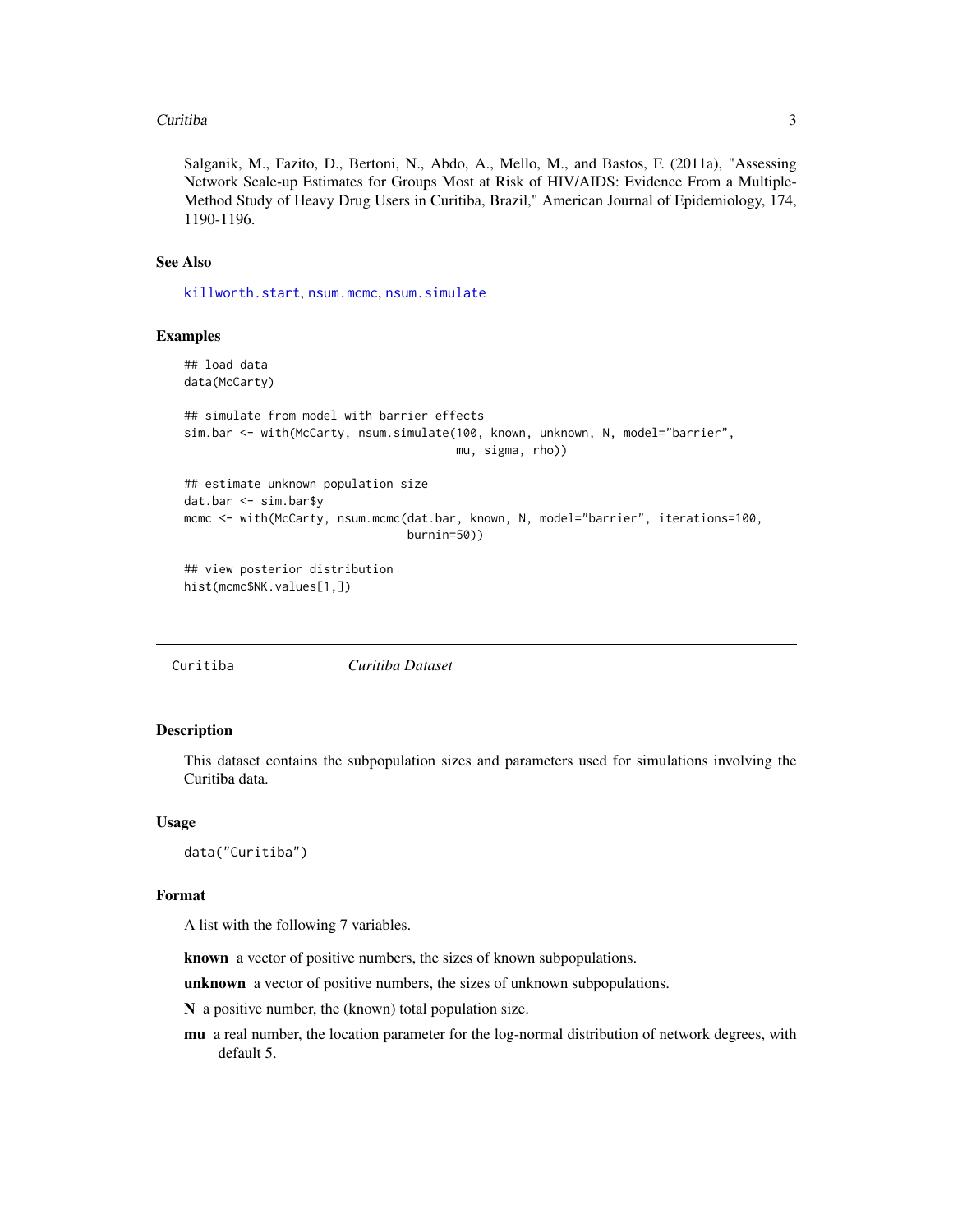Salganik, M., Fazito, D., Bertoni, N., Abdo, A., Mello, M., and Bastos, F. (2011a), "Assessing Network Scale-up Estimates for Groups Most at Risk of HIV/AIDS: Evidence From a Multiple-Method Study of Heavy Drug Users in Curitiba, Brazil," American Journal of Epidemiology, 174, 1190-1196.

### See Also

killworth.start, nsum.mcmc, nsum.simulate

### Examples

```
## load data
data(McCarty)

## simulate from model with barrier effects
sim.bar <- with(McCarty, nsum.simulate(100, known, unknown, N, model="barrier",
                                       mu, sigma, rho))

## estimate unknown population size
dat.bar <- sim.bar$y
mcmc <- with(McCarty, nsum.mcmc(dat.bar, known, N, model="barrier", iterations=100,
                                burnin=50))

## view posterior distribution
hist(mcmc$NK.values[1,])
```

---

## Curitiba *Curitiba Dataset*

### Description

This dataset contains the subpopulation sizes and parameters used for simulations involving the Curitiba data.

### Usage

```
data("Curitiba")
```

### Format

A list with the following 7 variables.

**known** a vector of positive numbers, the sizes of known subpopulations.

**unknown** a vector of positive numbers, the sizes of unknown subpopulations.

**N** a positive number, the (known) total population size.

**mu** a real number, the location parameter for the log-normal distribution of network degrees, with default 5.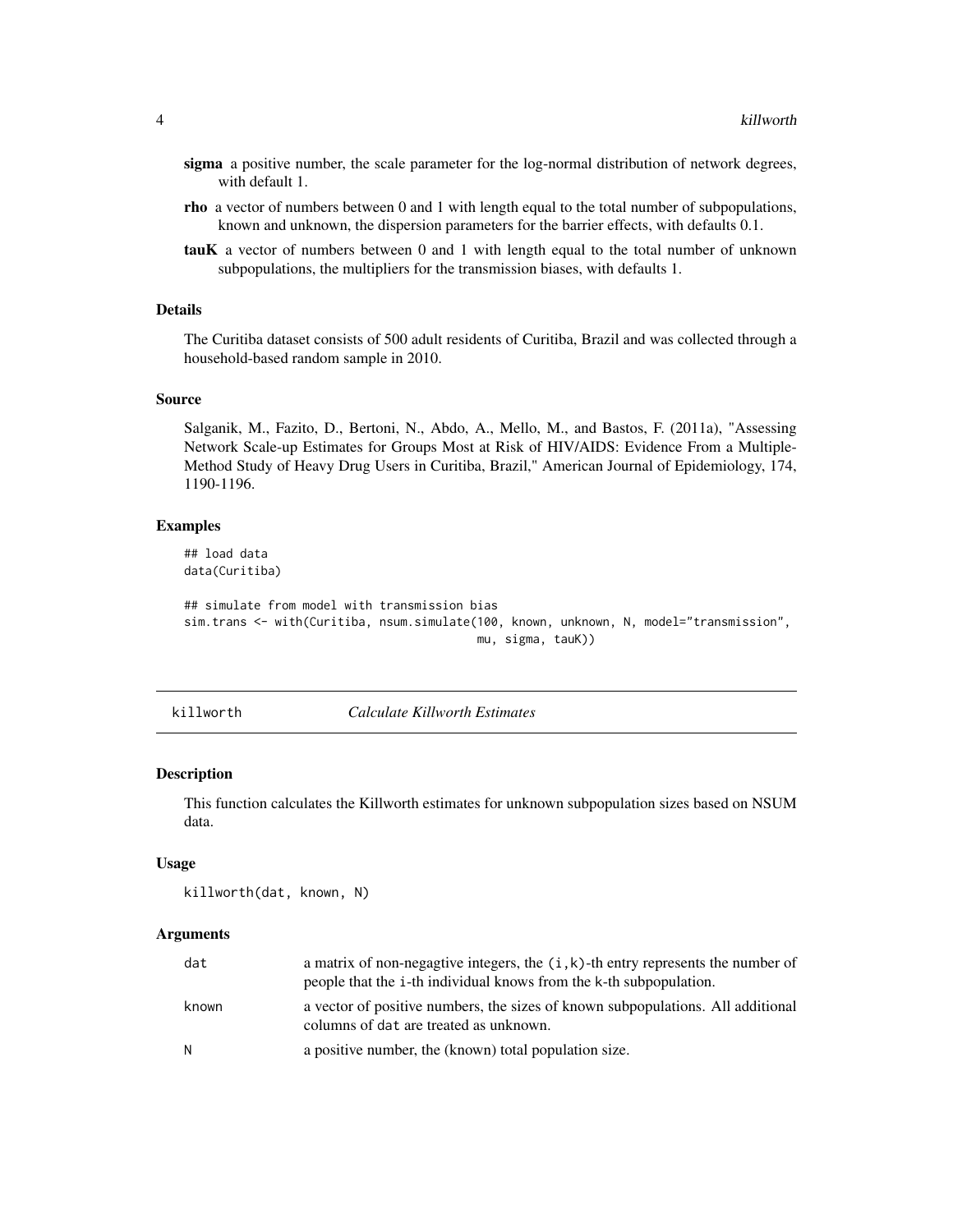**sigma** a positive number, the scale parameter for the log-normal distribution of network degrees, with default 1.

**rho** a vector of numbers between 0 and 1 with length equal to the total number of subpopulations, known and unknown, the dispersion parameters for the barrier effects, with defaults 0.1.

**tauK** a vector of numbers between 0 and 1 with length equal to the total number of unknown subpopulations, the multipliers for the transmission biases, with defaults 1.

### Details

The Curitiba dataset consists of 500 adult residents of Curitiba, Brazil and was collected through a household-based random sample in 2010.

### Source

Salganik, M., Fazito, D., Bertoni, N., Abdo, A., Mello, M., and Bastos, F. (2011a), "Assessing Network Scale-up Estimates for Groups Most at Risk of HIV/AIDS: Evidence From a Multiple-Method Study of Heavy Drug Users in Curitiba, Brazil," American Journal of Epidemiology, 174, 1190-1196.

### Examples

```
## load data
data(Curitiba)

## simulate from model with transmission bias
sim.trans <- with(Curitiba, nsum.simulate(100, known, unknown, N, model="transmission",
                                          mu, sigma, tauK))
```

---

## killworth *Calculate Killworth Estimates*

### Description

This function calculates the Killworth estimates for unknown subpopulation sizes based on NSUM data.

### Usage

```
killworth(dat, known, N)
```

### Arguments

| | |
|---|---|
| dat | a matrix of non-negagtive integers, the (i,k)-th entry represents the number of people that the i-th individual knows from the k-th subpopulation. |
| known | a vector of positive numbers, the sizes of known subpopulations. All additional columns of dat are treated as unknown. |
| N | a positive number, the (known) total population size. |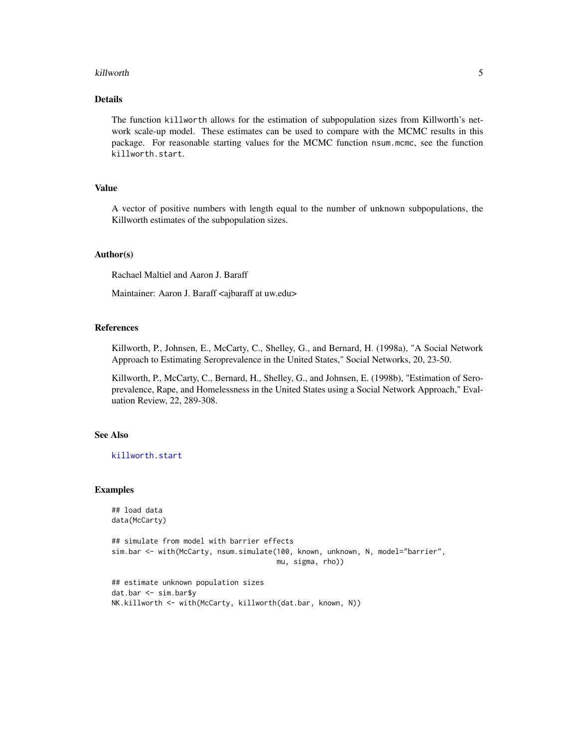## Details

The function `killworth` allows for the estimation of subpopulation sizes from Killworth's network scale-up model. These estimates can be used to compare with the MCMC results in this package. For reasonable starting values for the MCMC function `nsum.mcmc`, see the function `killworth.start`.

## Value

A vector of positive numbers with length equal to the number of unknown subpopulations, the Killworth estimates of the subpopulation sizes.

## Author(s)

Rachael Maltiel and Aaron J. Baraff

Maintainer: Aaron J. Baraff <ajbaraff at uw.edu>

## References

Killworth, P., Johnsen, E., McCarty, C., Shelley, G., and Bernard, H. (1998a), "A Social Network Approach to Estimating Seroprevalence in the United States," Social Networks, 20, 23-50.

Killworth, P., McCarty, C., Bernard, H., Shelley, G., and Johnsen, E. (1998b), "Estimation of Seroprevalence, Rape, and Homelessness in the United States using a Social Network Approach," Evaluation Review, 22, 289-308.

## See Also

killworth.start

## Examples

```
## load data
data(McCarty)

## simulate from model with barrier effects
sim.bar <- with(McCarty, nsum.simulate(100, known, unknown, N, model="barrier",
                                        mu, sigma, rho))

## estimate unknown population sizes
dat.bar <- sim.bar$y
NK.killworth <- with(McCarty, killworth(dat.bar, known, N))
```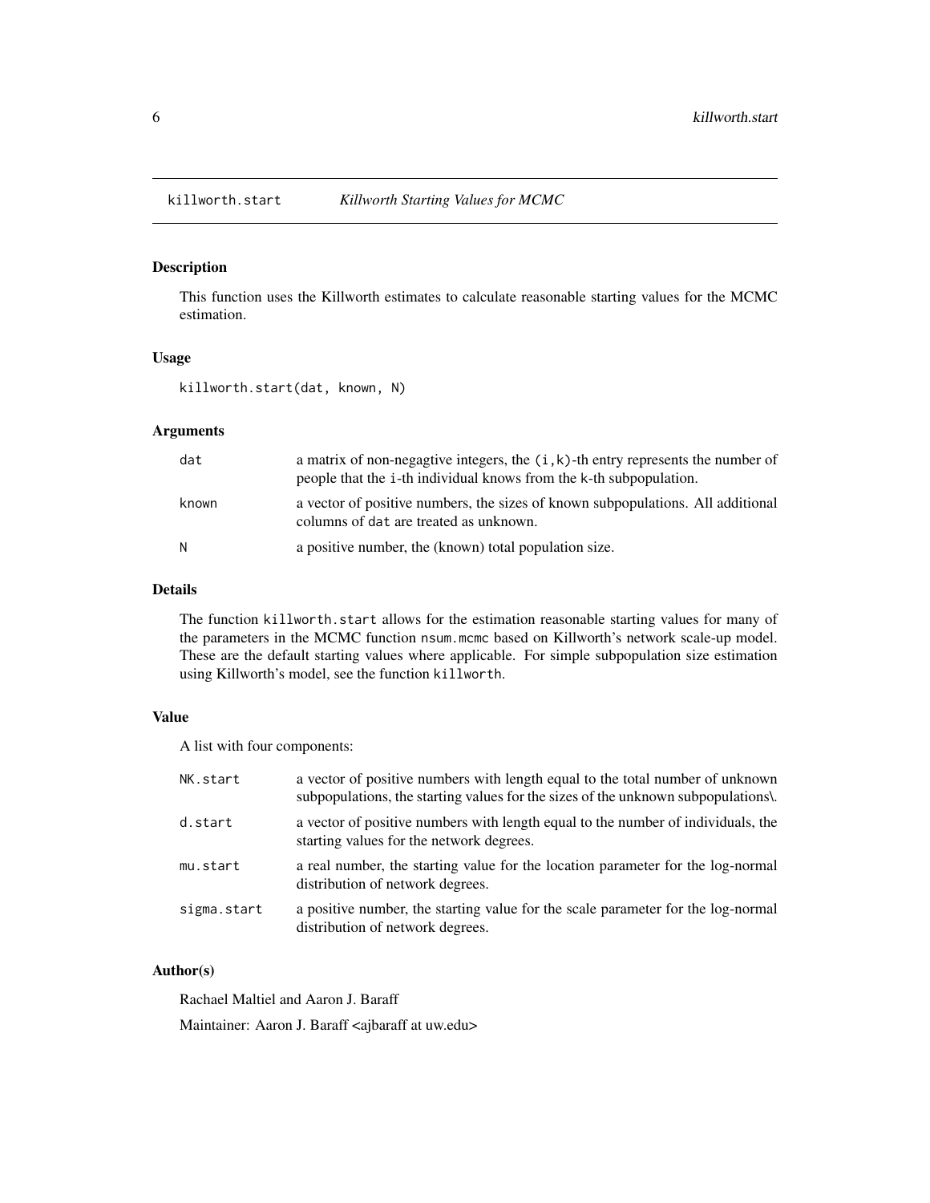## killworth.start *Killworth Starting Values for MCMC*

### Description

This function uses the Killworth estimates to calculate reasonable starting values for the MCMC estimation.

### Usage

```
killworth.start(dat, known, N)
```

### Arguments

| | |
|---|---|
| dat | a matrix of non-negagtive integers, the (i,k)-th entry represents the number of people that the i-th individual knows from the k-th subpopulation. |
| known | a vector of positive numbers, the sizes of known subpopulations. All additional columns of dat are treated as unknown. |
| N | a positive number, the (known) total population size. |

### Details

The function killworth.start allows for the estimation reasonable starting values for many of the parameters in the MCMC function nsum.mcmc based on Killworth's network scale-up model. These are the default starting values where applicable. For simple subpopulation size estimation using Killworth's model, see the function killworth.

### Value

A list with four components:

| | |
|---|---|
| NK.start | a vector of positive numbers with length equal to the total number of unknown subpopulations, the starting values for the sizes of the unknown subpopulations\. |
| d.start | a vector of positive numbers with length equal to the number of individuals, the starting values for the network degrees. |
| mu.start | a real number, the starting value for the location parameter for the log-normal distribution of network degrees. |
| sigma.start | a positive number, the starting value for the scale parameter for the log-normal distribution of network degrees. |

### Author(s)

Rachael Maltiel and Aaron J. Baraff

Maintainer: Aaron J. Baraff <ajbaraff at uw.edu>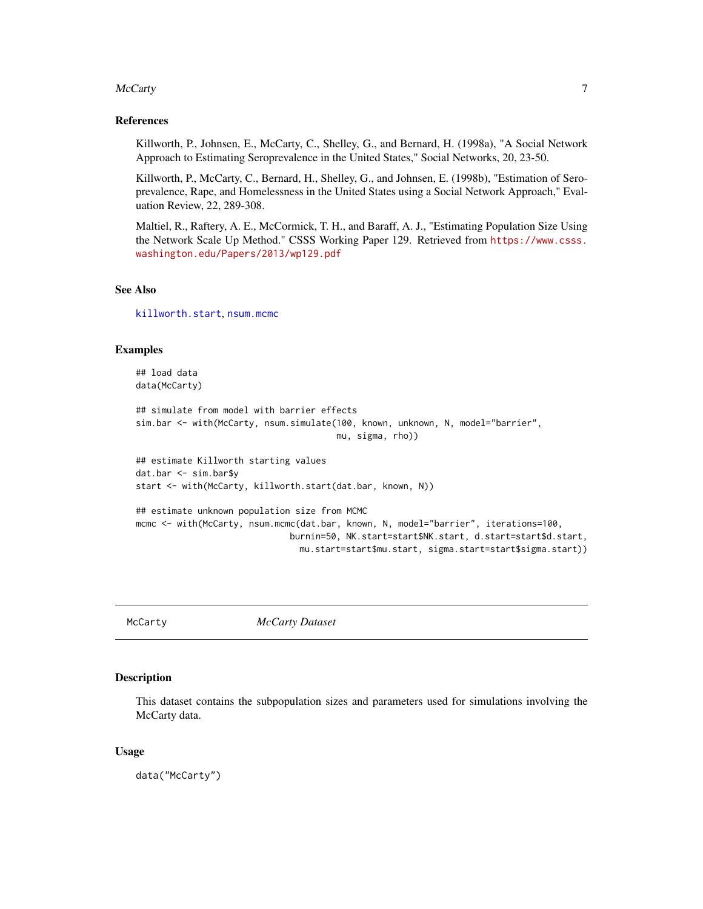### References

Killworth, P., Johnsen, E., McCarty, C., Shelley, G., and Bernard, H. (1998a), "A Social Network Approach to Estimating Seroprevalence in the United States," Social Networks, 20, 23-50.

Killworth, P., McCarty, C., Bernard, H., Shelley, G., and Johnsen, E. (1998b), "Estimation of Seroprevalence, Rape, and Homelessness in the United States using a Social Network Approach," Evaluation Review, 22, 289-308.

Maltiel, R., Raftery, A. E., McCormick, T. H., and Baraff, A. J., "Estimating Population Size Using the Network Scale Up Method." CSSS Working Paper 129. Retrieved from https://www.csss.washington.edu/Papers/2013/wp129.pdf

### See Also

killworth.start, nsum.mcmc

### Examples

```
## load data
data(McCarty)

## simulate from model with barrier effects
sim.bar <- with(McCarty, nsum.simulate(100, known, unknown, N, model="barrier",
                                        mu, sigma, rho))

## estimate Killworth starting values
dat.bar <- sim.bar$y
start <- with(McCarty, killworth.start(dat.bar, known, N))

## estimate unknown population size from MCMC
mcmc <- with(McCarty, nsum.mcmc(dat.bar, known, N, model="barrier", iterations=100,
                                burnin=50, NK.start=start$NK.start, d.start=start$d.start,
                                  mu.start=start$mu.start, sigma.start=start$sigma.start))
```

---

## McCarty — *McCarty Dataset*

### Description

This dataset contains the subpopulation sizes and parameters used for simulations involving the McCarty data.

### Usage

```
data("McCarty")
```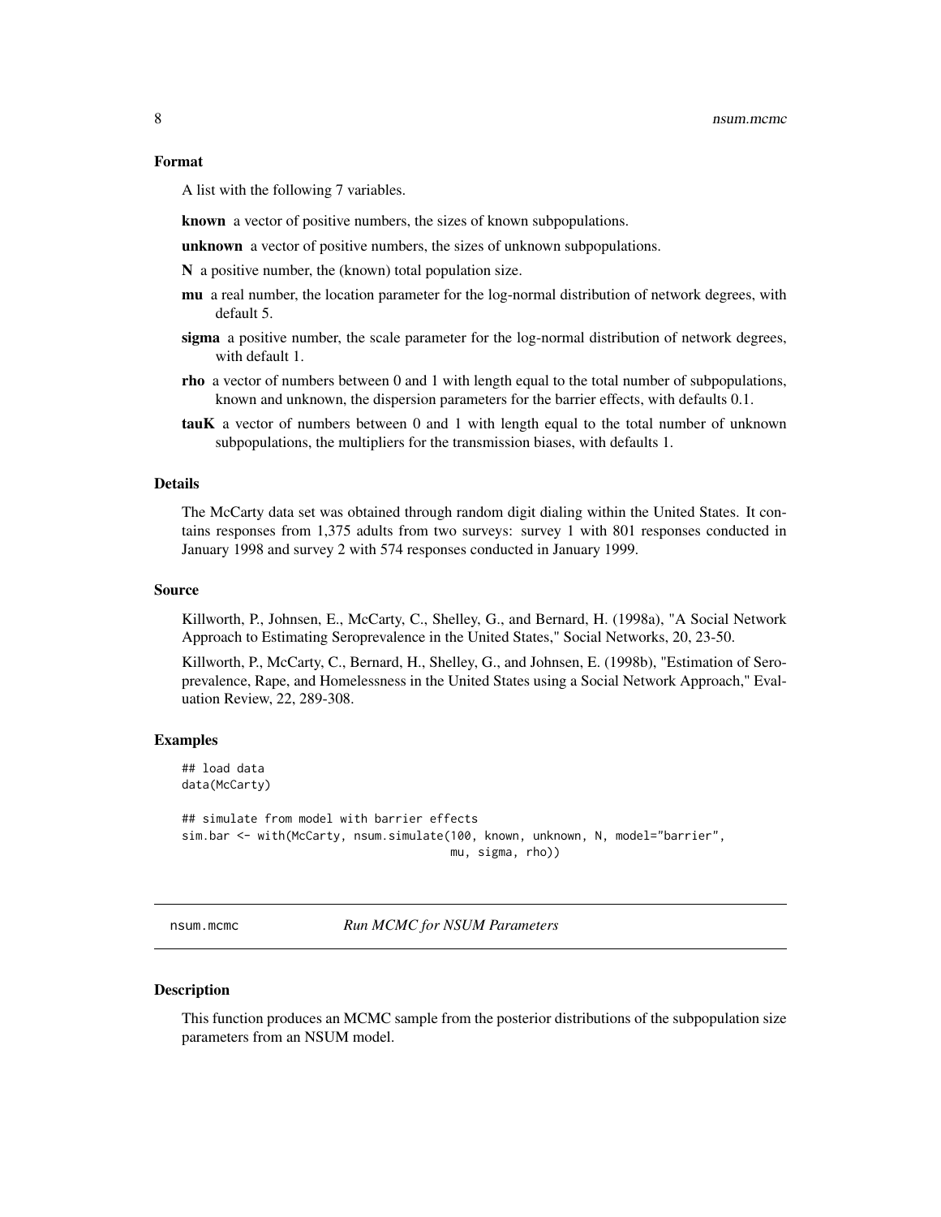### Format

A list with the following 7 variables.

**known** a vector of positive numbers, the sizes of known subpopulations.

**unknown** a vector of positive numbers, the sizes of unknown subpopulations.

**N** a positive number, the (known) total population size.

**mu** a real number, the location parameter for the log-normal distribution of network degrees, with default 5.

**sigma** a positive number, the scale parameter for the log-normal distribution of network degrees, with default 1.

**rho** a vector of numbers between 0 and 1 with length equal to the total number of subpopulations, known and unknown, the dispersion parameters for the barrier effects, with defaults 0.1.

**tauK** a vector of numbers between 0 and 1 with length equal to the total number of unknown subpopulations, the multipliers for the transmission biases, with defaults 1.

### Details

The McCarty data set was obtained through random digit dialing within the United States. It contains responses from 1,375 adults from two surveys: survey 1 with 801 responses conducted in January 1998 and survey 2 with 574 responses conducted in January 1999.

### Source

Killworth, P., Johnsen, E., McCarty, C., Shelley, G., and Bernard, H. (1998a), "A Social Network Approach to Estimating Seroprevalence in the United States," Social Networks, 20, 23-50.

Killworth, P., McCarty, C., Bernard, H., Shelley, G., and Johnsen, E. (1998b), "Estimation of Seroprevalence, Rape, and Homelessness in the United States using a Social Network Approach," Evaluation Review, 22, 289-308.

### Examples

```
## load data
data(McCarty)

## simulate from model with barrier effects
sim.bar <- with(McCarty, nsum.simulate(100, known, unknown, N, model="barrier",
                                         mu, sigma, rho))
```

---

## nsum.mcmc — *Run MCMC for NSUM Parameters*

### Description

This function produces an MCMC sample from the posterior distributions of the subpopulation size parameters from an NSUM model.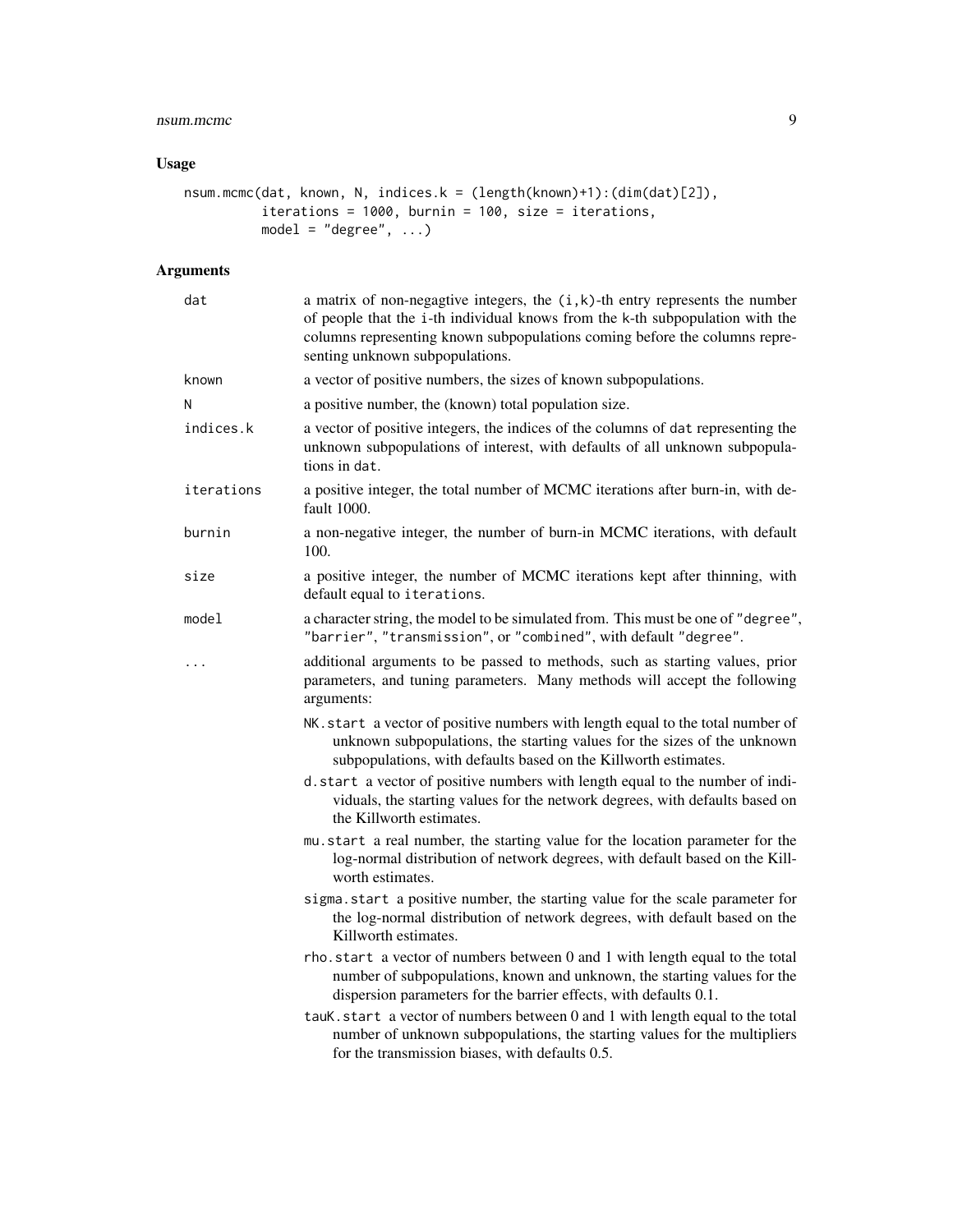## Usage

```
nsum.mcmc(dat, known, N, indices.k = (length(known)+1):(dim(dat)[2]),
          iterations = 1000, burnin = 100, size = iterations,
          model = "degree", ...)
```

## Arguments

- `dat` — a matrix of non-negagtive integers, the `(i,k)`-th entry represents the number of people that the `i`-th individual knows from the `k`-th subpopulation with the columns representing known subpopulations coming before the columns representing unknown subpopulations.
- `known` — a vector of positive numbers, the sizes of known subpopulations.
- `N` — a positive number, the (known) total population size.
- `indices.k` — a vector of positive integers, the indices of the columns of `dat` representing the unknown subpopulations of interest, with defaults of all unknown subpopulations in `dat`.
- `iterations` — a positive integer, the total number of MCMC iterations after burn-in, with default 1000.
- `burnin` — a non-negative integer, the number of burn-in MCMC iterations, with default 100.
- `size` — a positive integer, the number of MCMC iterations kept after thinning, with default equal to `iterations`.
- `model` — a character string, the model to be simulated from. This must be one of `"degree"`, `"barrier"`, `"transmission"`, or `"combined"`, with default `"degree"`.
- `...` — additional arguments to be passed to methods, such as starting values, prior parameters, and tuning parameters. Many methods will accept the following arguments:
  - `NK.start` a vector of positive numbers with length equal to the total number of unknown subpopulations, the starting values for the sizes of the unknown subpopulations, with defaults based on the Killworth estimates.
  - `d.start` a vector of positive numbers with length equal to the number of individuals, the starting values for the network degrees, with defaults based on the Killworth estimates.
  - `mu.start` a real number, the starting value for the location parameter for the log-normal distribution of network degrees, with default based on the Killworth estimates.
  - `sigma.start` a positive number, the starting value for the scale parameter for the log-normal distribution of network degrees, with default based on the Killworth estimates.
  - `rho.start` a vector of numbers between 0 and 1 with length equal to the total number of subpopulations, known and unknown, the starting values for the dispersion parameters for the barrier effects, with defaults 0.1.
  - `tauK.start` a vector of numbers between 0 and 1 with length equal to the total number of unknown subpopulations, the starting values for the multipliers for the transmission biases, with defaults 0.5.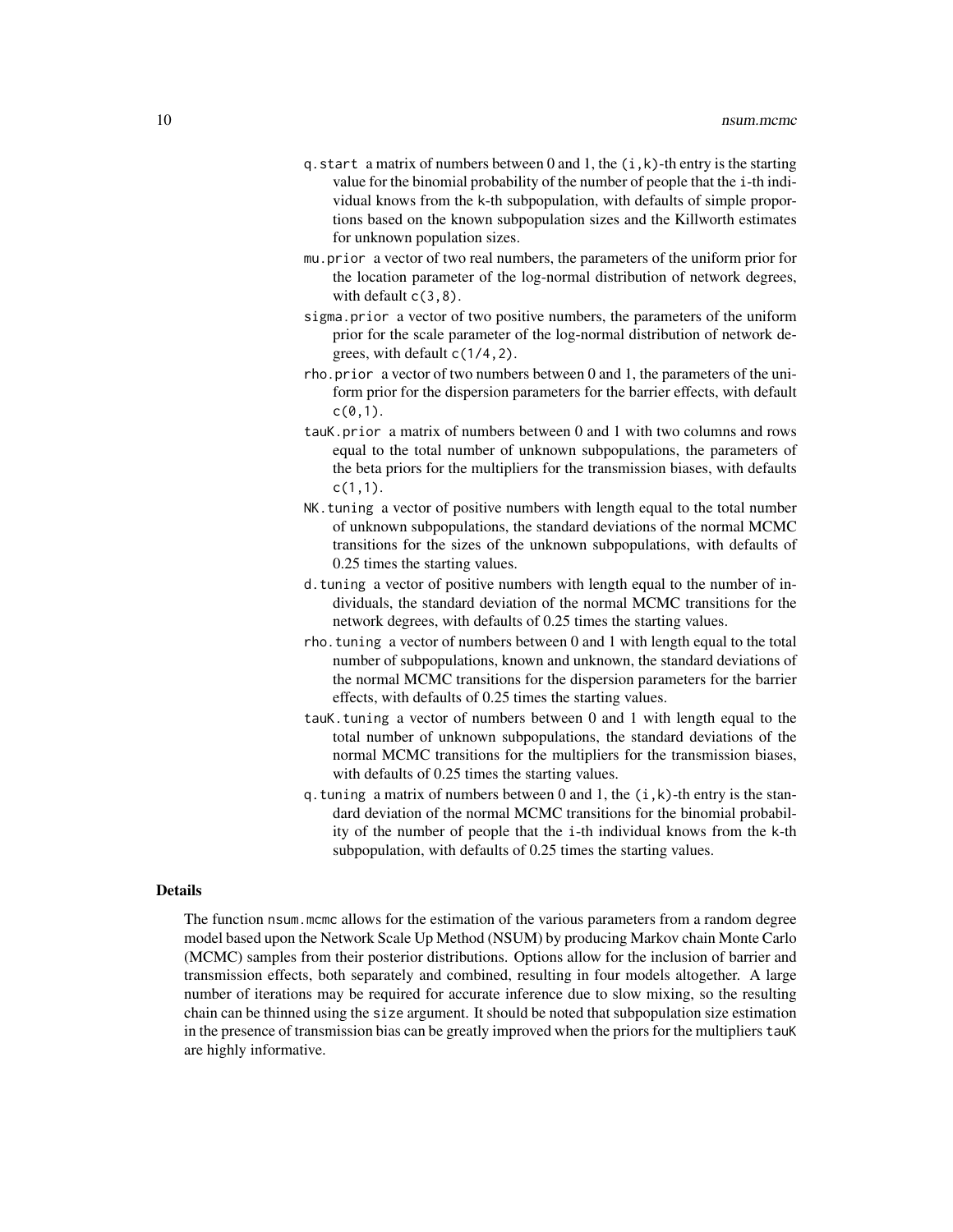q.start a matrix of numbers between 0 and 1, the (i,k)-th entry is the starting value for the binomial probability of the number of people that the i-th individual knows from the k-th subpopulation, with defaults of simple proportions based on the known subpopulation sizes and the Killworth estimates for unknown population sizes.

mu.prior a vector of two real numbers, the parameters of the uniform prior for the location parameter of the log-normal distribution of network degrees, with default c(3,8).

sigma.prior a vector of two positive numbers, the parameters of the uniform prior for the scale parameter of the log-normal distribution of network degrees, with default c(1/4,2).

rho.prior a vector of two numbers between 0 and 1, the parameters of the uniform prior for the dispersion parameters for the barrier effects, with default c(0,1).

tauK.prior a matrix of numbers between 0 and 1 with two columns and rows equal to the total number of unknown subpopulations, the parameters of the beta priors for the multipliers for the transmission biases, with defaults c(1,1).

NK.tuning a vector of positive numbers with length equal to the total number of unknown subpopulations, the standard deviations of the normal MCMC transitions for the sizes of the unknown subpopulations, with defaults of 0.25 times the starting values.

d.tuning a vector of positive numbers with length equal to the number of individuals, the standard deviation of the normal MCMC transitions for the network degrees, with defaults of 0.25 times the starting values.

rho.tuning a vector of numbers between 0 and 1 with length equal to the total number of subpopulations, known and unknown, the standard deviations of the normal MCMC transitions for the dispersion parameters for the barrier effects, with defaults of 0.25 times the starting values.

tauK.tuning a vector of numbers between 0 and 1 with length equal to the total number of unknown subpopulations, the standard deviations of the normal MCMC transitions for the multipliers for the transmission biases, with defaults of 0.25 times the starting values.

q.tuning a matrix of numbers between 0 and 1, the (i,k)-th entry is the standard deviation of the normal MCMC transitions for the binomial probability of the number of people that the i-th individual knows from the k-th subpopulation, with defaults of 0.25 times the starting values.

## Details

The function nsum.mcmc allows for the estimation of the various parameters from a random degree model based upon the Network Scale Up Method (NSUM) by producing Markov chain Monte Carlo (MCMC) samples from their posterior distributions. Options allow for the inclusion of barrier and transmission effects, both separately and combined, resulting in four models altogether. A large number of iterations may be required for accurate inference due to slow mixing, so the resulting chain can be thinned using the size argument. It should be noted that subpopulation size estimation in the presence of transmission bias can be greatly improved when the priors for the multipliers tauK are highly informative.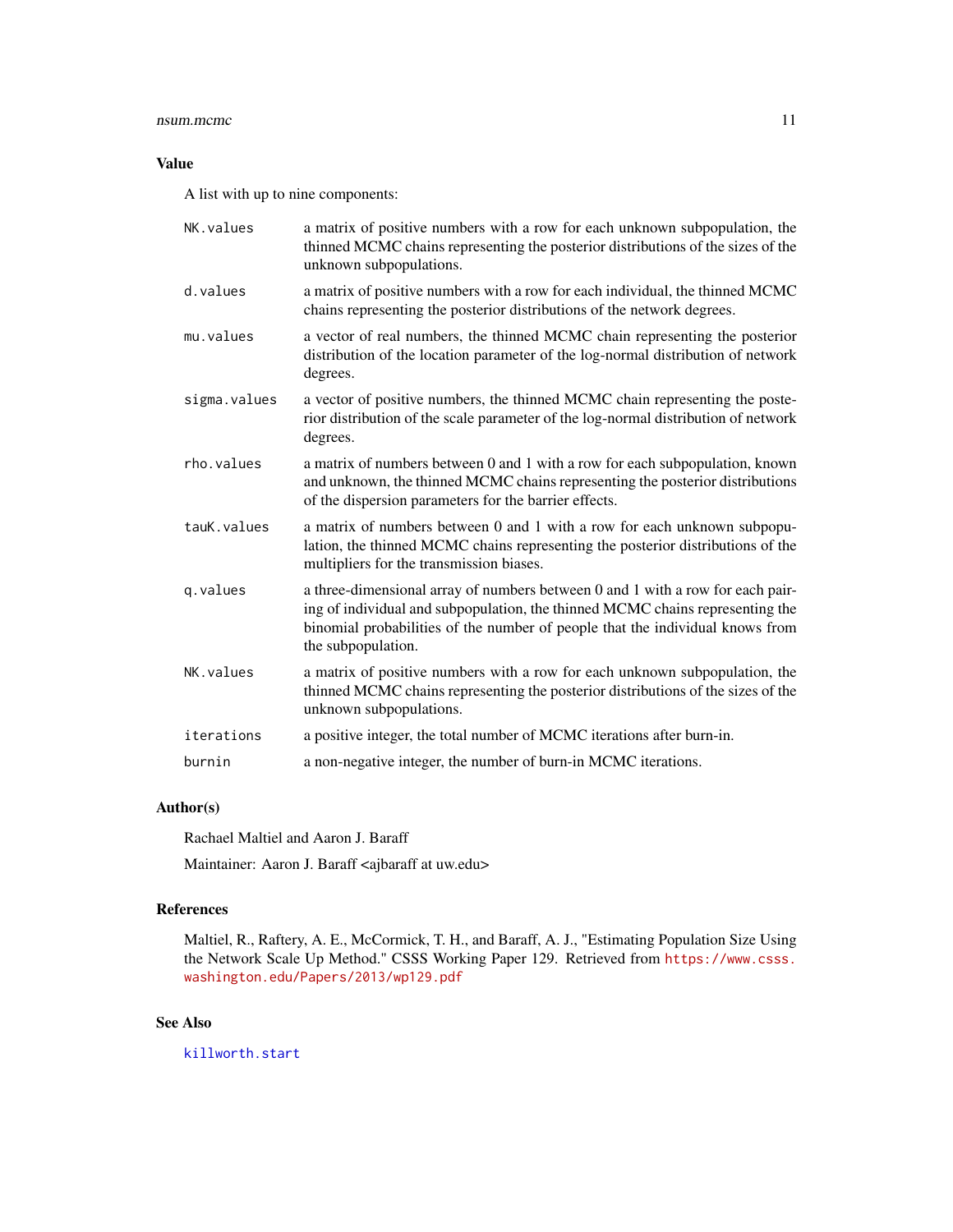## Value

A list with up to nine components:

| | |
|---|---|
| `NK.values` | a matrix of positive numbers with a row for each unknown subpopulation, the thinned MCMC chains representing the posterior distributions of the sizes of the unknown subpopulations. |
| `d.values` | a matrix of positive numbers with a row for each individual, the thinned MCMC chains representing the posterior distributions of the network degrees. |
| `mu.values` | a vector of real numbers, the thinned MCMC chain representing the posterior distribution of the location parameter of the log-normal distribution of network degrees. |
| `sigma.values` | a vector of positive numbers, the thinned MCMC chain representing the posterior distribution of the scale parameter of the log-normal distribution of network degrees. |
| `rho.values` | a matrix of numbers between 0 and 1 with a row for each subpopulation, known and unknown, the thinned MCMC chains representing the posterior distributions of the dispersion parameters for the barrier effects. |
| `tauK.values` | a matrix of numbers between 0 and 1 with a row for each unknown subpopulation, the thinned MCMC chains representing the posterior distributions of the multipliers for the transmission biases. |
| `q.values` | a three-dimensional array of numbers between 0 and 1 with a row for each pairing of individual and subpopulation, the thinned MCMC chains representing the binomial probabilities of the number of people that the individual knows from the subpopulation. |
| `NK.values` | a matrix of positive numbers with a row for each unknown subpopulation, the thinned MCMC chains representing the posterior distributions of the sizes of the unknown subpopulations. |
| `iterations` | a positive integer, the total number of MCMC iterations after burn-in. |
| `burnin` | a non-negative integer, the number of burn-in MCMC iterations. |

## Author(s)

Rachael Maltiel and Aaron J. Baraff

Maintainer: Aaron J. Baraff <ajbaraff at uw.edu>

## References

Maltiel, R., Raftery, A. E., McCormick, T. H., and Baraff, A. J., "Estimating Population Size Using the Network Scale Up Method." CSSS Working Paper 129. Retrieved from https://www.csss.washington.edu/Papers/2013/wp129.pdf

## See Also

killworth.start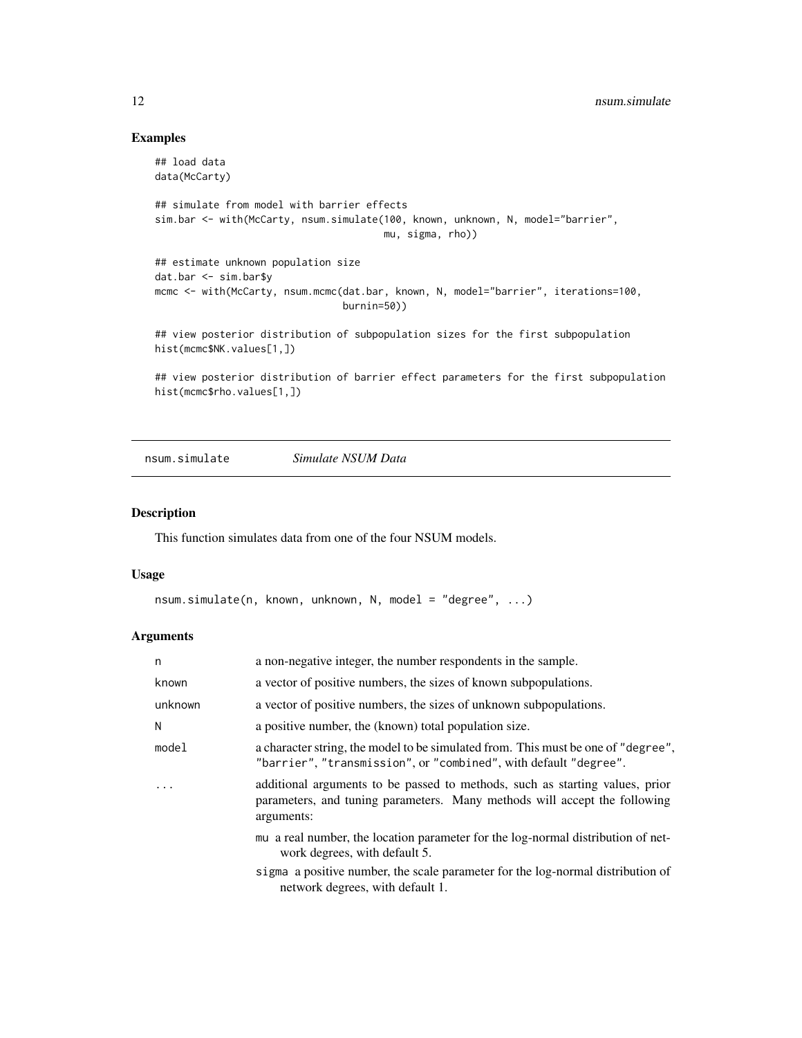## Examples

```
## load data
data(McCarty)

## simulate from model with barrier effects
sim.bar <- with(McCarty, nsum.simulate(100, known, unknown, N, model="barrier",
                                       mu, sigma, rho))

## estimate unknown population size
dat.bar <- sim.bar$y
mcmc <- with(McCarty, nsum.mcmc(dat.bar, known, N, model="barrier", iterations=100,
                                burnin=50))

## view posterior distribution of subpopulation sizes for the first subpopulation
hist(mcmc$NK.values[1,])

## view posterior distribution of barrier effect parameters for the first subpopulation
hist(mcmc$rho.values[1,])
```

---

# nsum.simulate &nbsp;&nbsp;&nbsp; *Simulate NSUM Data*

## Description

This function simulates data from one of the four NSUM models.

## Usage

```
nsum.simulate(n, known, unknown, N, model = "degree", ...)
```

## Arguments

| | |
|---|---|
| `n` | a non-negative integer, the number respondents in the sample. |
| `known` | a vector of positive numbers, the sizes of known subpopulations. |
| `unknown` | a vector of positive numbers, the sizes of unknown subpopulations. |
| `N` | a positive number, the (known) total population size. |
| `model` | a character string, the model to be simulated from. This must be one of `"degree"`, `"barrier"`, `"transmission"`, or `"combined"`, with default `"degree"`. |
| `...` | additional arguments to be passed to methods, such as starting values, prior parameters, and tuning parameters. Many methods will accept the following arguments:<br>`mu` a real number, the location parameter for the log-normal distribution of network degrees, with default 5.<br>`sigma` a positive number, the scale parameter for the log-normal distribution of network degrees, with default 1. |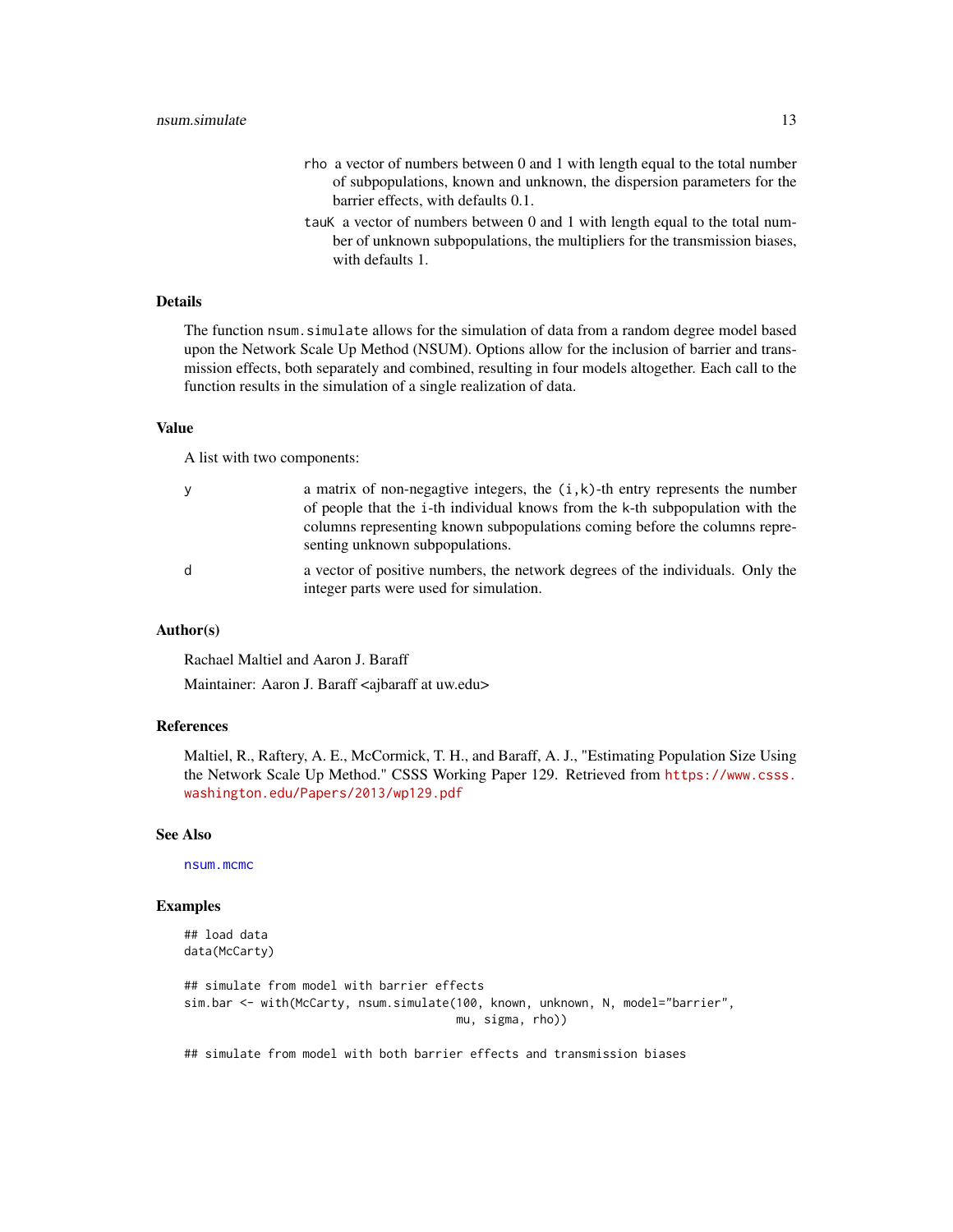rho
: a vector of numbers between 0 and 1 with length equal to the total number of subpopulations, known and unknown, the dispersion parameters for the barrier effects, with defaults 0.1.

tauK
: a vector of numbers between 0 and 1 with length equal to the total number of unknown subpopulations, the multipliers for the transmission biases, with defaults 1.

## Details

The function `nsum.simulate` allows for the simulation of data from a random degree model based upon the Network Scale Up Method (NSUM). Options allow for the inclusion of barrier and transmission effects, both separately and combined, resulting in four models altogether. Each call to the function results in the simulation of a single realization of data.

## Value

A list with two components:

| | |
|---|---|
| y | a matrix of non-negagtive integers, the `(i,k)`-th entry represents the number of people that the `i`-th individual knows from the `k`-th subpopulation with the columns representing known subpopulations coming before the columns representing unknown subpopulations. |
| d | a vector of positive numbers, the network degrees of the individuals. Only the integer parts were used for simulation. |

## Author(s)

Rachael Maltiel and Aaron J. Baraff

Maintainer: Aaron J. Baraff <ajbaraff at uw.edu>

## References

Maltiel, R., Raftery, A. E., McCormick, T. H., and Baraff, A. J., "Estimating Population Size Using the Network Scale Up Method." CSSS Working Paper 129. Retrieved from https://www.csss.washington.edu/Papers/2013/wp129.pdf

## See Also

nsum.mcmc

## Examples

```
## load data
data(McCarty)

## simulate from model with barrier effects
sim.bar <- with(McCarty, nsum.simulate(100, known, unknown, N, model="barrier",
                                       mu, sigma, rho))

## simulate from model with both barrier effects and transmission biases
```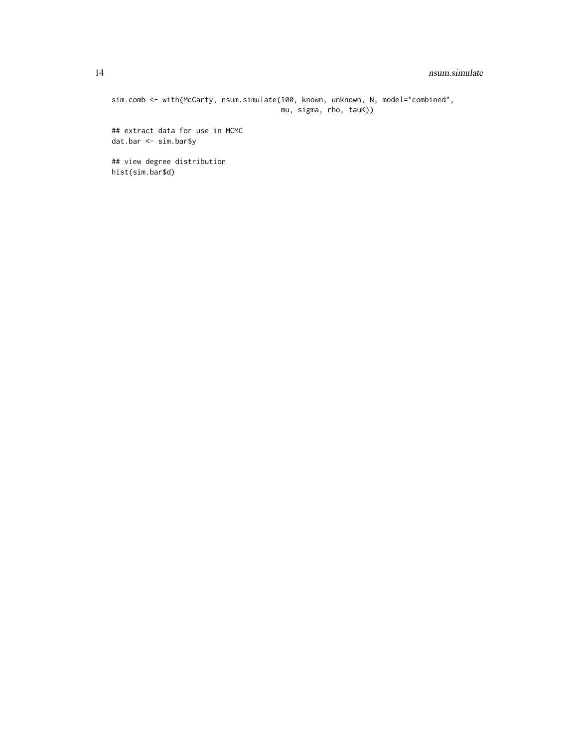```
sim.comb <- with(McCarty, nsum.simulate(100, known, unknown, N, model="combined",
                                       mu, sigma, rho, tauK))

## extract data for use in MCMC
dat.bar <- sim.bar$y

## view degree distribution
hist(sim.bar$d)
```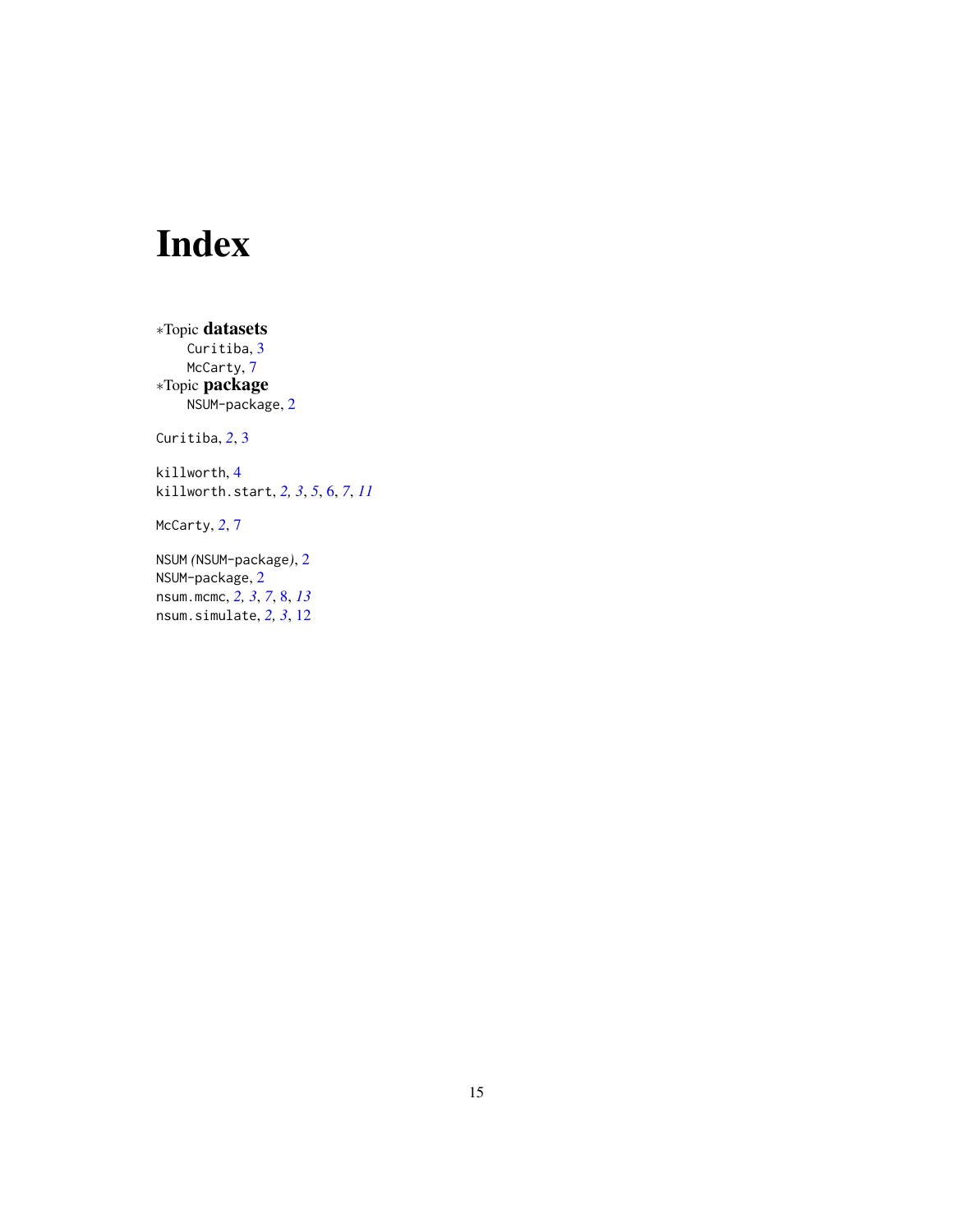# Index

∗Topic **datasets**
    Curitiba, 3
    McCarty, 7
∗Topic **package**
    NSUM-package, 2

Curitiba, *2*, 3

killworth, 4
killworth.start, *2, 3*, *5*, 6, *7*, *11*

McCarty, *2*, 7

NSUM *(*NSUM-package*)*, 2
NSUM-package, 2
nsum.mcmc, *2, 3*, *7*, 8, *13*
nsum.simulate, *2, 3*, 12